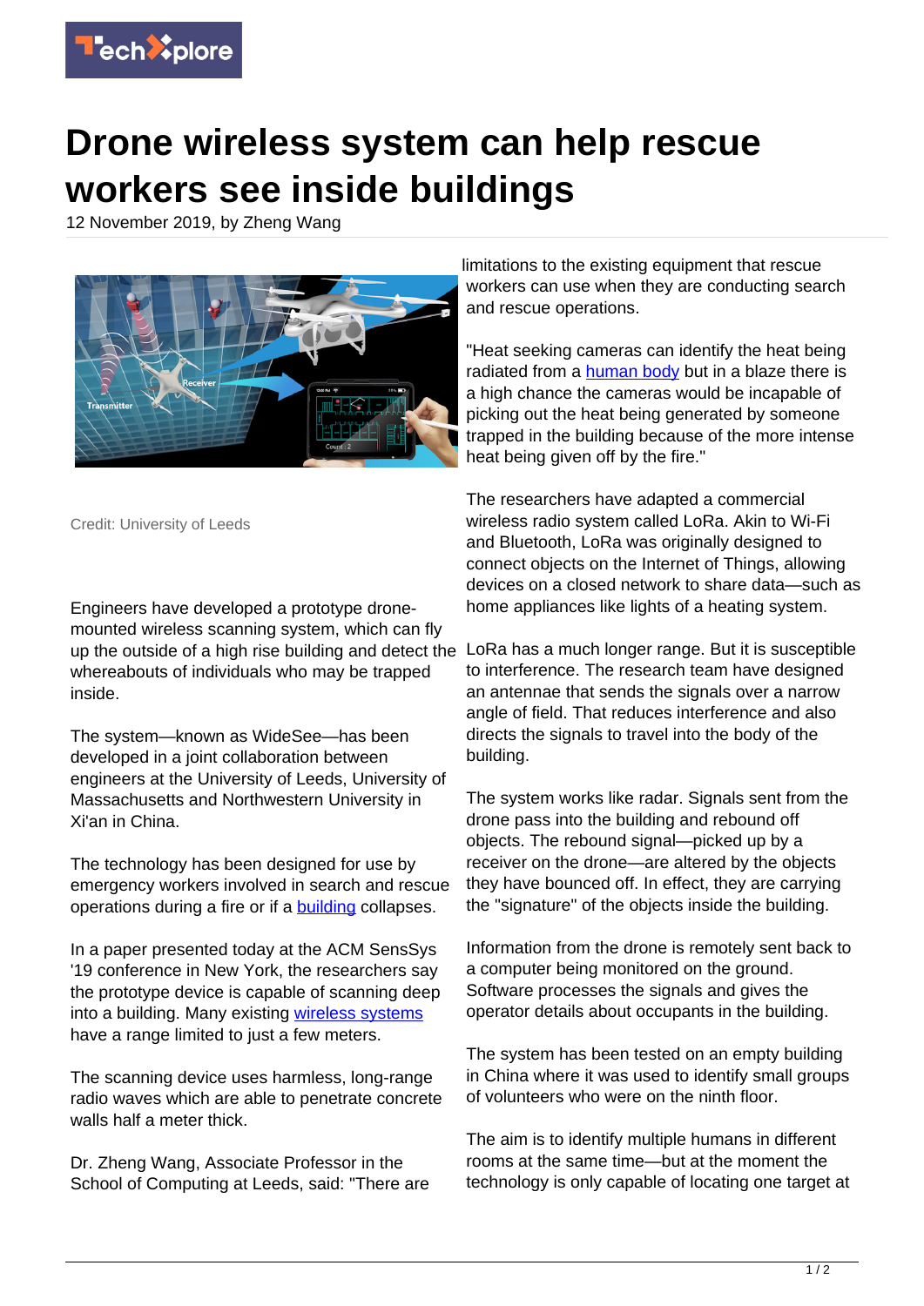# Drone wireless system can help rescue workers see inside buildings

12 November 2019, by Zheng Wang

Credit: University of Leeds

Engineers have developed a prototype drone-mounted wireless scanning system, which can fly up the outside of a high rise building and detect the whereabouts of individuals who may be trapped inside.

The system—known as WideSee—has been developed in a joint collaboration between engineers at the University of Leeds, University of Massachusetts and Northwestern University in Xi'an in China.

The technology has been designed for use by emergency workers involved in search and rescue operations during a fire or if a building collapses.

In a paper presented today at the ACM SensSys '19 conference in New York, the researchers say the prototype device is capable of scanning deep into a building. Many existing wireless systems have a range limited to just a few meters.

The scanning device uses harmless, long-range radio waves which are able to penetrate concrete walls half a meter thick.

Dr. Zheng Wang, Associate Professor in the School of Computing at Leeds, said: "There are limitations to the existing equipment that rescue workers can use when they are conducting search and rescue operations.

"Heat seeking cameras can identify the heat being radiated from a human body but in a blaze there is a high chance the cameras would be incapable of picking out the heat being generated by someone trapped in the building because of the more intense heat being given off by the fire."

The researchers have adapted a commercial wireless radio system called LoRa. Akin to Wi-Fi and Bluetooth, LoRa was originally designed to connect objects on the Internet of Things, allowing devices on a closed network to share data—such as home appliances like lights of a heating system.

LoRa has a much longer range. But it is susceptible to interference. The research team have designed an antennae that sends the signals over a narrow angle of field. That reduces interference and also directs the signals to travel into the body of the building.

The system works like radar. Signals sent from the drone pass into the building and rebound off objects. The rebound signal—picked up by a receiver on the drone—are altered by the objects they have bounced off. In effect, they are carrying the "signature" of the objects inside the building.

Information from the drone is remotely sent back to a computer being monitored on the ground. Software processes the signals and gives the operator details about occupants in the building.

The system has been tested on an empty building in China where it was used to identify small groups of volunteers who were on the ninth floor.

The aim is to identify multiple humans in different rooms at the same time—but at the moment the technology is only capable of locating one target at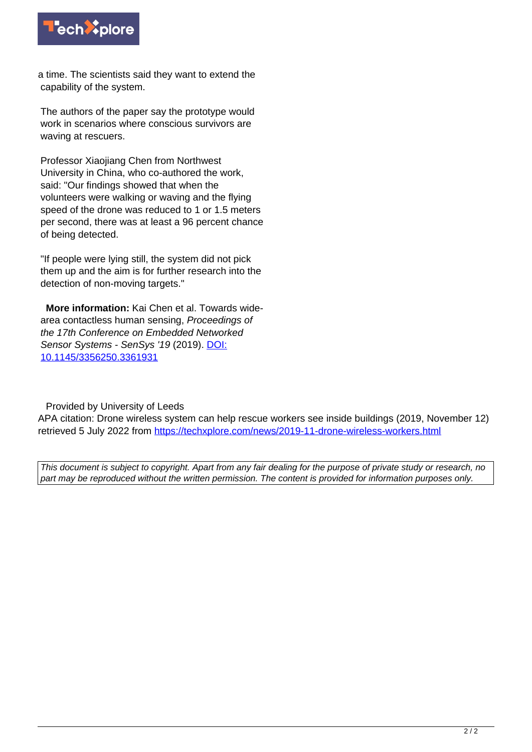a time. The scientists said they want to extend the capability of the system.

The authors of the paper say the prototype would work in scenarios where conscious survivors are waving at rescuers.

Professor Xiaojiang Chen from Northwest University in China, who co-authored the work, said: "Our findings showed that when the volunteers were walking or waving and the flying speed of the drone was reduced to 1 or 1.5 meters per second, there was at least a 96 percent chance of being detected.

"If people were lying still, the system did not pick them up and the aim is for further research into the detection of non-moving targets."

**More information:** Kai Chen et al. Towards wide-area contactless human sensing, *Proceedings of the 17th Conference on Embedded Networked Sensor Systems - SenSys '19* (2019). [DOI: 10.1145/3356250.3361931](https://doi.org/10.1145/3356250.3361931)

Provided by University of Leeds

APA citation: Drone wireless system can help rescue workers see inside buildings (2019, November 12) retrieved 5 July 2022 from https://techxplore.com/news/2019-11-drone-wireless-workers.html

*This document is subject to copyright. Apart from any fair dealing for the purpose of private study or research, no part may be reproduced without the written permission. The content is provided for information purposes only.*